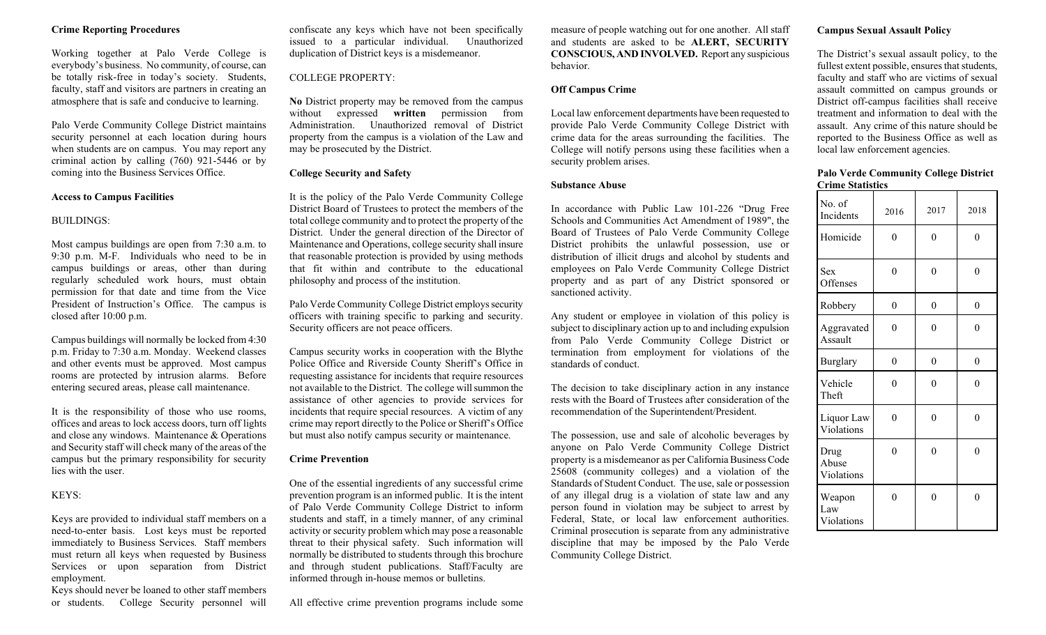## Crime Reporting Procedures

Working together at Palo Verde College is everybody's business. No community, of course, can be totally risk-free in today's society. Students, faculty, staff and visitors are partners in creating an atmosphere that is safe and conducive to learning.

Palo Verde Community College District maintains security personnel at each location during hours when students are on campus. You may report any criminal action by calling (760) 921-5446 or by coming into the Business Services Office.

## Access to Campus Facilities

BUILDINGS:

Most campus buildings are open from 7:30 a.m. to 9:30 p.m. M-F. Individuals who need to be in campus buildings or areas, other than during regularly scheduled work hours, must obtain permission for that date and time from the Vice President of Instruction's Office. The campus is closed after 10:00 p.m.

Campus buildings will normally be locked from 4:30 p.m. Friday to 7:30 a.m. Monday. Weekend classes and other events must be approved. Most campus rooms are protected by intrusion alarms. Before entering secured areas, please call maintenance.

It is the responsibility of those who use rooms, offices and areas to lock access doors, turn off lights and close any windows. Maintenance & Operations and Security staff will check many of the areas of the campus but the primary responsibility for security lies with the user.

KEYS:

Keys are provided to individual staff members on a need-to-enter basis. Lost keys must be reported immediately to Business Services. Staff members must return all keys when requested by Business Services or upon separation from District employment.

Keys should never be loaned to other staff members or students. College Security personnel will confiscate any keys which have not been specifically issued to a particular individual. Unauthorized duplication of District keys is a misdemeanor.

COLLEGE PROPERTY:

**No** District property may be removed from the campus without expressed **written** permission from Administration. Unauthorized removal of District property from the campus is a violation of the Law and may be prosecuted by the District.

## College Security and Safety

It is the policy of the Palo Verde Community College District Board of Trustees to protect the members of the total college community and to protect the property of the District. Under the general direction of the Director of Maintenance and Operations, college security shall insure that reasonable protection is provided by using methods that fit within and contribute to the educational philosophy and process of the institution.

Palo Verde Community College District employs security officers with training specific to parking and security. Security officers are not peace officers.

Campus security works in cooperation with the Blythe Police Office and Riverside County Sheriff's Office in requesting assistance for incidents that require resources not available to the District. The college will summon the assistance of other agencies to provide services for incidents that require special resources. A victim of any crime may report directly to the Police or Sheriff's Office but must also notify campus security or maintenance.

## Crime Prevention

One of the essential ingredients of any successful crime prevention program is an informed public. It is the intent of Palo Verde Community College District to inform students and staff, in a timely manner, of any criminal activity or security problem which may pose a reasonable threat to their physical safety. Such information will normally be distributed to students through this brochure and through student publications. Staff/Faculty are informed through in-house memos or bulletins.

All effective crime prevention programs include some measure of people watching out for one another. All staff and students are asked to be **ALERT, SECURITY CONSCIOUS, AND INVOLVED.** Report any suspicious behavior.

## Off Campus Crime

Local law enforcement departments have been requested to provide Palo Verde Community College District with crime data for the areas surrounding the facilities. The College will notify persons using these facilities when a security problem arises.

## Substance Abuse

In accordance with Public Law 101-226 "Drug Free Schools and Communities Act Amendment of 1989", the Board of Trustees of Palo Verde Community College District prohibits the unlawful possession, use or distribution of illicit drugs and alcohol by students and employees on Palo Verde Community College District property and as part of any District sponsored or sanctioned activity.

Any student or employee in violation of this policy is subject to disciplinary action up to and including expulsion from Palo Verde Community College District or termination from employment for violations of the standards of conduct.

The decision to take disciplinary action in any instance rests with the Board of Trustees after consideration of the recommendation of the Superintendent/President.

The possession, use and sale of alcoholic beverages by anyone on Palo Verde Community College District property is a misdemeanor as per California Business Code 25608 (community colleges) and a violation of the Standards of Student Conduct. The use, sale or possession of any illegal drug is a violation of state law and any person found in violation may be subject to arrest by Federal, State, or local law enforcement authorities. Criminal prosecution is separate from any administrative discipline that may be imposed by the Palo Verde Community College District.

## Campus Sexual Assault Policy

The District's sexual assault policy, to the fullest extent possible, ensures that students, faculty and staff who are victims of sexual assault committed on campus grounds or District off-campus facilities shall receive treatment and information to deal with the assault. Any crime of this nature should be reported to the Business Office as well as local law enforcement agencies.

## Palo Verde Community College District Crime Statistics

| No. of Incidents | 2016 | 2017 | 2018 |
|---|---|---|---|
| Homicide | 0 | 0 | 0 |
| Sex Offenses | 0 | 0 | 0 |
| Robbery | 0 | 0 | 0 |
| Aggravated Assault | 0 | 0 | 0 |
| Burglary | 0 | 0 | 0 |
| Vehicle Theft | 0 | 0 | 0 |
| Liquor Law Violations | 0 | 0 | 0 |
| Drug Abuse Violations | 0 | 0 | 0 |
| Weapon Law Violations | 0 | 0 | 0 |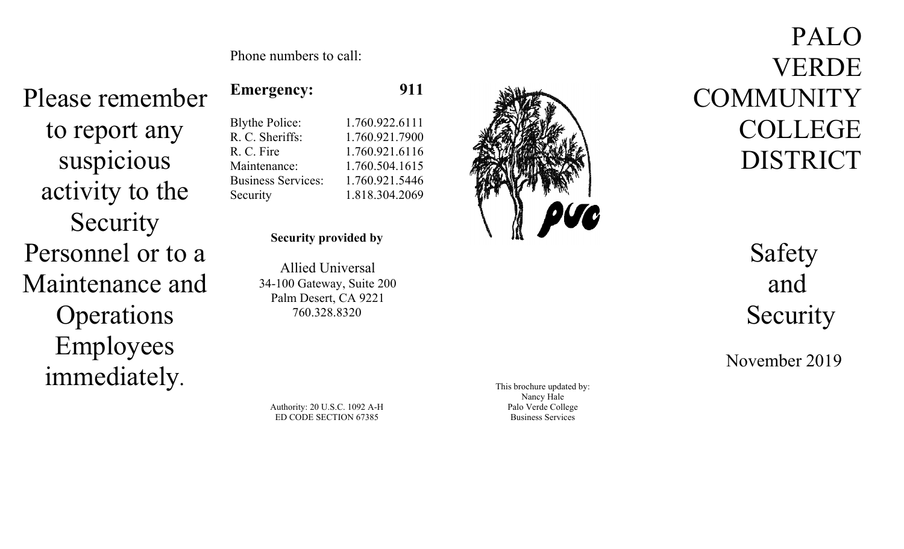Please remember to report any suspicious activity to the Security Personnel or to a Maintenance and Operations Employees immediately.

Phone numbers to call:

| | |
|---|---|
| **Emergency:** | **911** |
| Blythe Police: | 1.760.922.6111 |
| R. C. Sheriffs: | 1.760.921.7900 |
| R. C. Fire | 1.760.921.6116 |
| Maintenance: | 1.760.504.1615 |
| Business Services: | 1.760.921.5446 |
| Security | 1.818.304.2069 |

**Security provided by**

Allied Universal
34-100 Gateway, Suite 200
Palm Desert, CA 9221
760.328.8320

Authority: 20 U.S.C. 1092 A-H
ED CODE SECTION 67385

PVC

This brochure updated by:
Nancy Hale
Palo Verde College
Business Services

# PALO VERDE COMMUNITY COLLEGE DISTRICT

## Safety and Security

November 2019